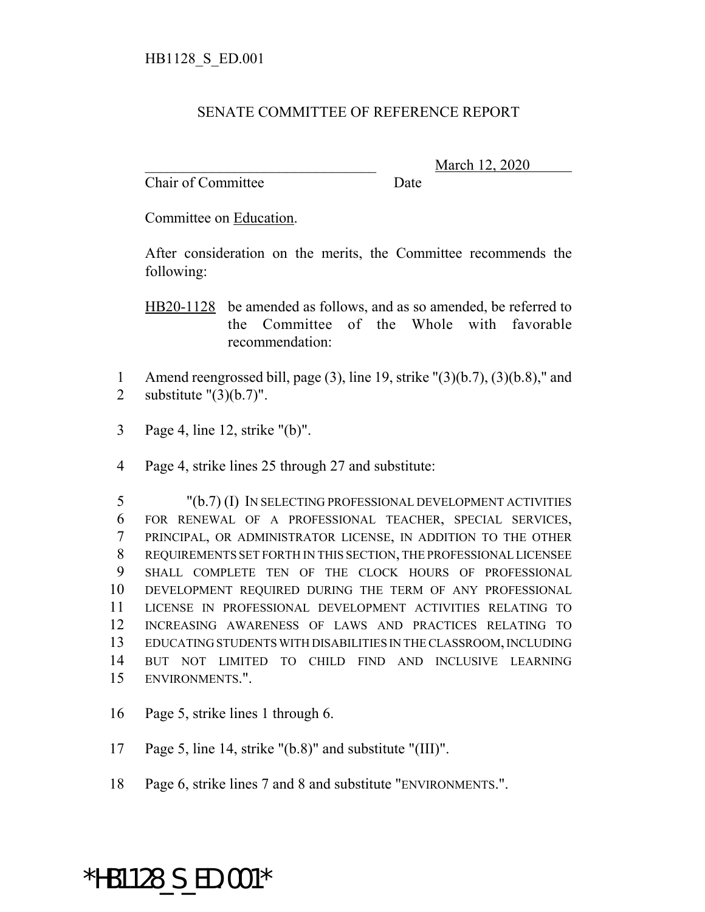HB1128_S_ED.001

SENATE COMMITTEE OF REFERENCE REPORT

_______________________________ March 12, 2020
Chair of Committee Date

Committee on Education.

After consideration on the merits, the Committee recommends the following:

HB20-1128 be amended as follows, and as so amended, be referred to the Committee of the Whole with favorable recommendation:

1 Amend reengrossed bill, page (3), line 19, strike "(3)(b.7), (3)(b.8)," and
2 substitute "(3)(b.7)".

3 Page 4, line 12, strike "(b)".

4 Page 4, strike lines 25 through 27 and substitute:

5 "(b.7) (I) IN SELECTING PROFESSIONAL DEVELOPMENT ACTIVITIES
6 FOR RENEWAL OF A PROFESSIONAL TEACHER, SPECIAL SERVICES,
7 PRINCIPAL, OR ADMINISTRATOR LICENSE, IN ADDITION TO THE OTHER
8 REQUIREMENTS SET FORTH IN THIS SECTION, THE PROFESSIONAL LICENSEE
9 SHALL COMPLETE TEN OF THE CLOCK HOURS OF PROFESSIONAL
10 DEVELOPMENT REQUIRED DURING THE TERM OF ANY PROFESSIONAL
11 LICENSE IN PROFESSIONAL DEVELOPMENT ACTIVITIES RELATING TO
12 INCREASING AWARENESS OF LAWS AND PRACTICES RELATING TO
13 EDUCATING STUDENTS WITH DISABILITIES IN THE CLASSROOM, INCLUDING
14 BUT NOT LIMITED TO CHILD FIND AND INCLUSIVE LEARNING
15 ENVIRONMENTS.".

16 Page 5, strike lines 1 through 6.

17 Page 5, line 14, strike "(b.8)" and substitute "(III)".

18 Page 6, strike lines 7 and 8 and substitute "ENVIRONMENTS.".

*HB1128_S_ED.001*